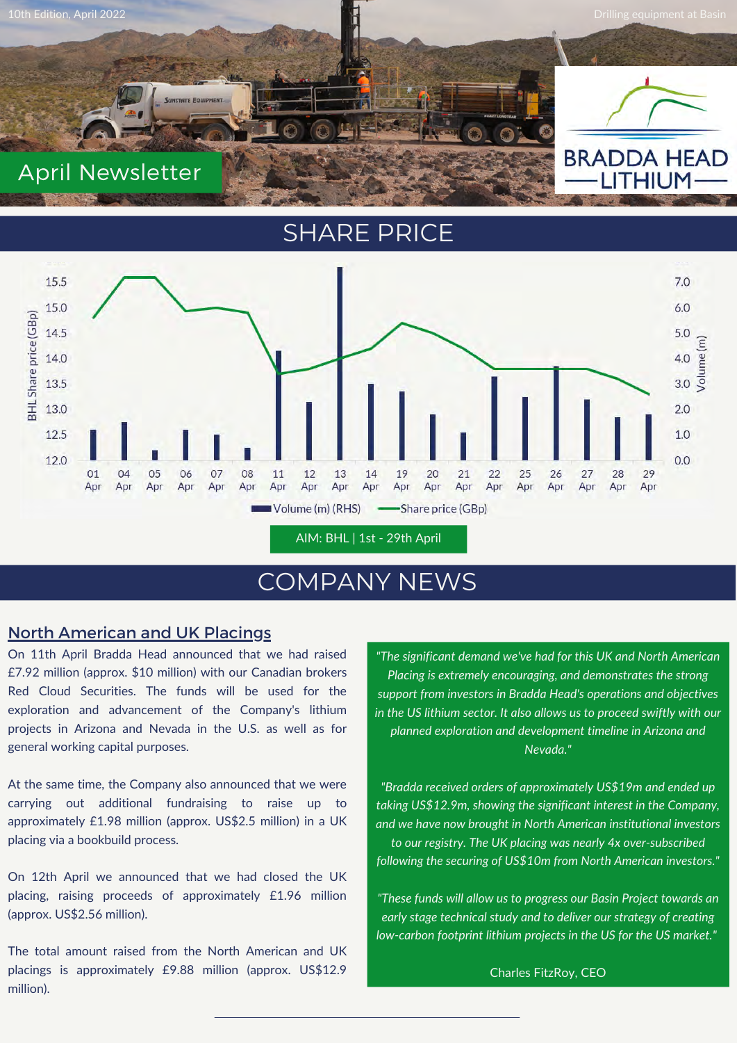10th Edition, April 2022

Drilling equipment at Basin

# April Newsletter

BRADDA HEAD LITHIUM

## SHARE PRICE

AIM: BHL | 1st - 29th April

## COMPANY NEWS

### North American and UK Placings

On 11th April Bradda Head announced that we had raised £7.92 million (approx. $10 million) with our Canadian brokers Red Cloud Securities. The funds will be used for the exploration and advancement of the Company's lithium projects in Arizona and Nevada in the U.S. as well as for general working capital purposes.

At the same time, the Company also announced that we were carrying out additional fundraising to raise up to approximately £1.98 million (approx. US$2.5 million) in a UK placing via a bookbuild process.

On 12th April we announced that we had closed the UK placing, raising proceeds of approximately £1.96 million (approx. US$2.56 million).

The total amount raised from the North American and UK placings is approximately £9.88 million (approx. US$12.9 million).

*"The significant demand we've had for this UK and North American Placing is extremely encouraging, and demonstrates the strong support from investors in Bradda Head's operations and objectives in the US lithium sector. It also allows us to proceed swiftly with our planned exploration and development timeline in Arizona and Nevada."*

*"Bradda received orders of approximately US$19m and ended up taking US$12.9m, showing the significant interest in the Company, and we have now brought in North American institutional investors to our registry. The UK placing was nearly 4x over-subscribed following the securing of US$10m from North American investors."*

*"These funds will allow us to progress our Basin Project towards an early stage technical study and to deliver our strategy of creating low-carbon footprint lithium projects in the US for the US market."*

Charles FitzRoy, CEO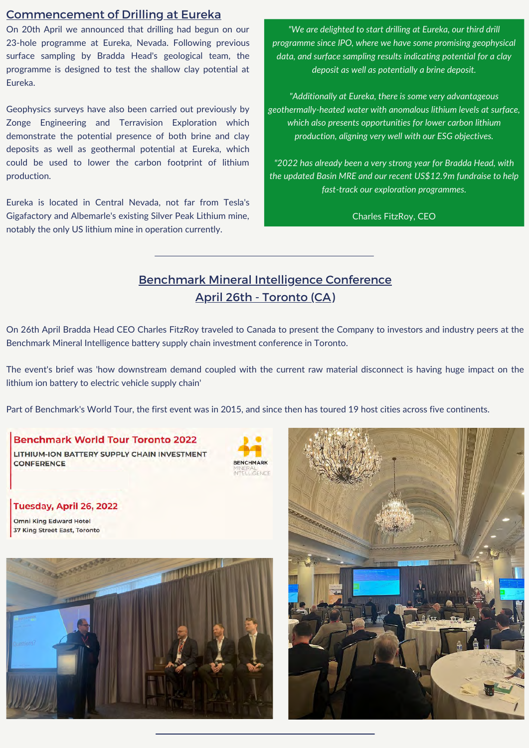## Commencement of Drilling at Eureka

On 20th April we announced that drilling had begun on our 23-hole programme at Eureka, Nevada. Following previous surface sampling by Bradda Head's geological team, the programme is designed to test the shallow clay potential at Eureka.

Geophysics surveys have also been carried out previously by Zonge Engineering and Terravision Exploration which demonstrate the potential presence of both brine and clay deposits as well as geothermal potential at Eureka, which could be used to lower the carbon footprint of lithium production.

Eureka is located in Central Nevada, not far from Tesla's Gigafactory and Albemarle's existing Silver Peak Lithium mine, notably the only US lithium mine in operation currently.

*"We are delighted to start drilling at Eureka, our third drill programme since IPO, where we have some promising geophysical data, and surface sampling results indicating potential for a clay deposit as well as potentially a brine deposit.*

*"Additionally at Eureka, there is some very advantageous geothermally-heated water with anomalous lithium levels at surface, which also presents opportunities for lower carbon lithium production, aligning very well with our ESG objectives.*

*"2022 has already been a very strong year for Bradda Head, with the updated Basin MRE and our recent US$12.9m fundraise to help fast-track our exploration programmes.*

Charles FitzRoy, CEO

---

## Benchmark Mineral Intelligence Conference
## April 26th - Toronto (CA)

On 26th April Bradda Head CEO Charles FitzRoy traveled to Canada to present the Company to investors and industry peers at the Benchmark Mineral Intelligence battery supply chain investment conference in Toronto.

The event's brief was 'how downstream demand coupled with the current raw material disconnect is having huge impact on the lithium ion battery to electric vehicle supply chain'

Part of Benchmark's World Tour, the first event was in 2015, and since then has toured 19 host cities across five continents.

**Benchmark World Tour Toronto 2022**

**LITHIUM-ION BATTERY SUPPLY CHAIN INVESTMENT CONFERENCE**

BENCHMARK MINERAL INTELLIGENCE

**Tuesday, April 26, 2022**

Omni King Edward Hotel
37 King Street East, Toronto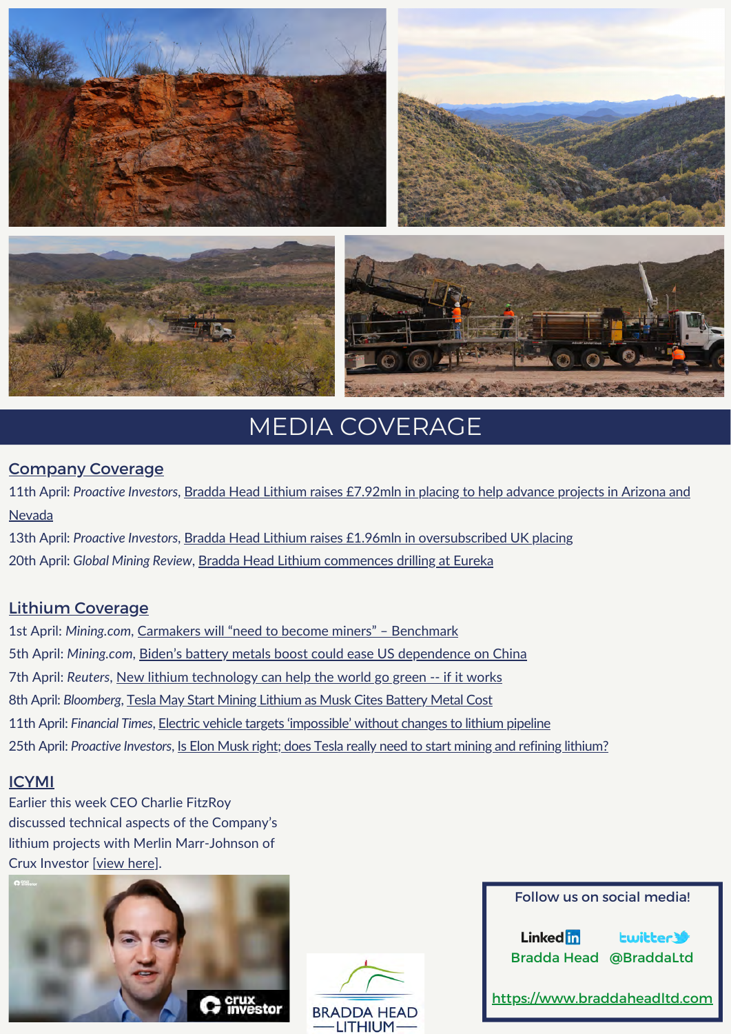# MEDIA COVERAGE

## Company Coverage

11th April: *Proactive Investors*, Bradda Head Lithium raises £7.92mln in placing to help advance projects in Arizona and Nevada

13th April: *Proactive Investors*, Bradda Head Lithium raises £1.96mln in oversubscribed UK placing

20th April: *Global Mining Review*, Bradda Head Lithium commences drilling at Eureka

## Lithium Coverage

1st April: *Mining.com*, Carmakers will "need to become miners" – Benchmark

5th April: *Mining.com*, Biden's battery metals boost could ease US dependence on China

7th April: *Reuters*, New lithium technology can help the world go green -- if it works

8th April: *Bloomberg*, Tesla May Start Mining Lithium as Musk Cites Battery Metal Cost

11th April: *Financial Times*, Electric vehicle targets 'impossible' without changes to lithium pipeline

25th April: *Proactive Investors*, Is Elon Musk right; does Tesla really need to start mining and refining lithium?

## ICYMI

Earlier this week CEO Charlie FitzRoy discussed technical aspects of the Company's lithium projects with Merlin Marr-Johnson of Crux Investor [view here].

BRADDA HEAD LITHIUM

Follow us on social media!

LinkedIn: Bradda Head

Twitter: @BraddaLtd

https://www.braddaheadltd.com